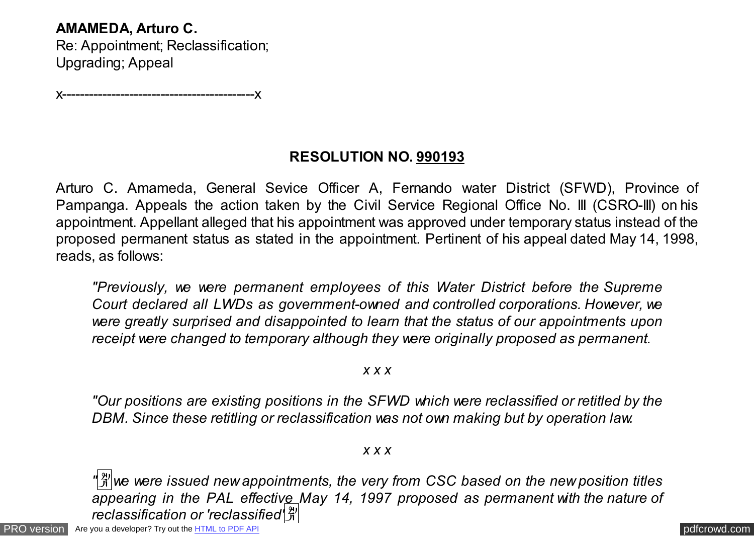**AMAMEDA, Arturo C.**
Re: Appointment; Reclassification;
Upgrading; Appeal

x-------------------------------------------x

**RESOLUTION NO. 990193**

Arturo C. Amameda, General Sevice Officer A, Fernando water District (SFWD), Province of Pampanga. Appeals the action taken by the Civil Service Regional Office No. III (CSRO-III) on his appointment. Appellant alleged that his appointment was approved under temporary status instead of the proposed permanent status as stated in the appointment. Pertinent of his appeal dated May 14, 1998, reads, as follows:

> *"Previously, we were permanent employees of this Water District before the Supreme Court declared all LWDs as government-owned and controlled corporations. However, we were greatly surprised and disappointed to learn that the status of our appointments upon receipt were changed to temporary although they were originally proposed as permanent.*
>
> *x x x*
>
> *"Our positions are existing positions in the SFWD which were reclassified or retitled by the DBM. Since these retitling or reclassification was not own making but by operation law.*
>
> *x x x*
>
> *"we were issued new appointments, the very from CSC based on the new position titles appearing in the PAL effective May 14, 1997 proposed as permanent with the nature of reclassification or 'reclassified'*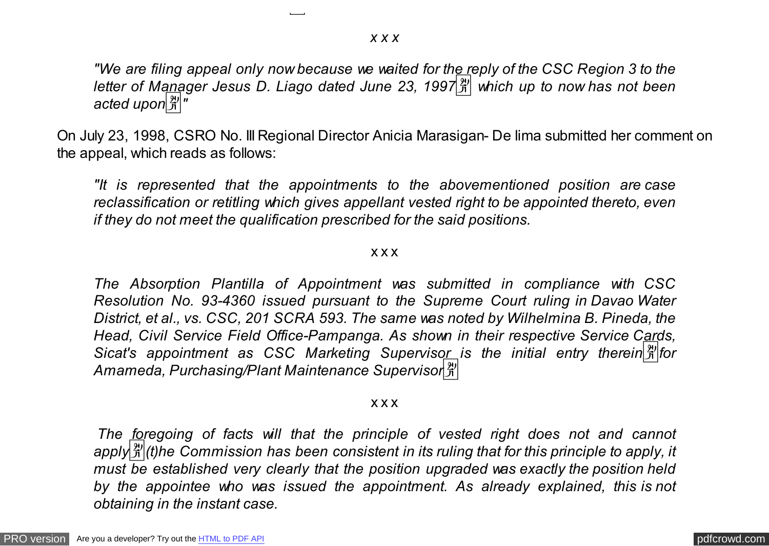*x x x*

> *"We are filing appeal only now because we waited for the reply of the CSC Region 3 to the letter of Manager Jesus D. Liago dated June 23, 1997 which up to now has not been acted upon "*

On July 23, 1998, CSRO No. III Regional Director Anicia Marasigan- De lima submitted her comment on the appeal, which reads as follows:

> *"It is represented that the appointments to the abovementioned position are case reclassification or retitling which gives appellant vested right to be appointed thereto, even if they do not meet the qualification prescribed for the said positions.*
>
> x x x
>
> *The Absorption Plantilla of Appointment was submitted in compliance with CSC Resolution No. 93-4360 issued pursuant to the Supreme Court ruling in Davao Water District, et al., vs. CSC, 201 SCRA 593. The same was noted by Wilhelmina B. Pineda, the Head, Civil Service Field Office-Pampanga. As shown in their respective Service Cards, Sicat's appointment as CSC Marketing Supervisor is the initial entry therein for Amameda, Purchasing/Plant Maintenance Supervisor*
>
> x x x
>
> *The foregoing of facts will that the principle of vested right does not and cannot apply (t)he Commission has been consistent in its ruling that for this principle to apply, it must be established very clearly that the position upgraded was exactly the position held by the appointee who was issued the appointment. As already explained, this is not obtaining in the instant case.*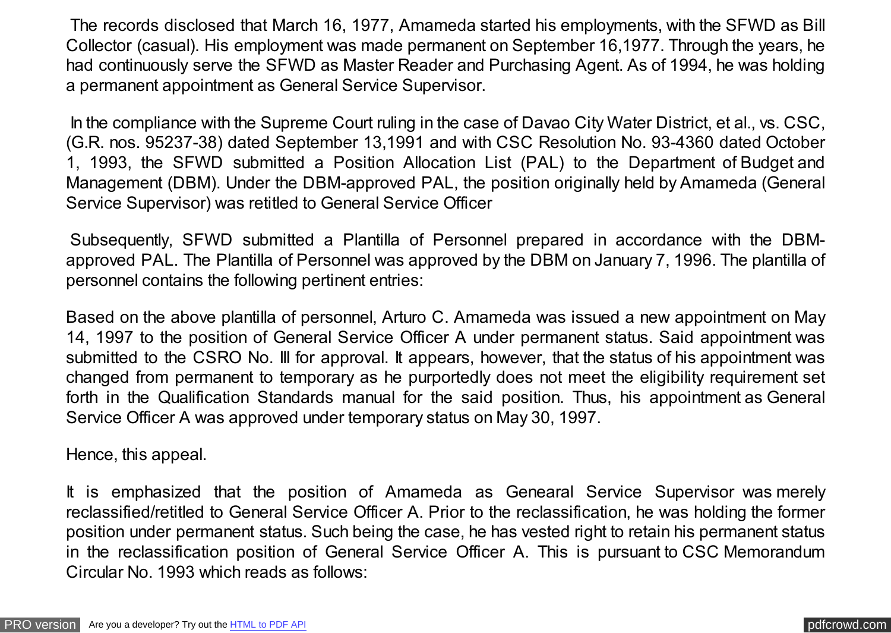The records disclosed that March 16, 1977, Amameda started his employments, with the SFWD as Bill Collector (casual). His employment was made permanent on September 16,1977. Through the years, he had continuously serve the SFWD as Master Reader and Purchasing Agent. As of 1994, he was holding a permanent appointment as General Service Supervisor.

In the compliance with the Supreme Court ruling in the case of Davao City Water District, et al., vs. CSC, (G.R. nos. 95237-38) dated September 13,1991 and with CSC Resolution No. 93-4360 dated October 1, 1993, the SFWD submitted a Position Allocation List (PAL) to the Department of Budget and Management (DBM). Under the DBM-approved PAL, the position originally held by Amameda (General Service Supervisor) was retitled to General Service Officer

Subsequently, SFWD submitted a Plantilla of Personnel prepared in accordance with the DBM-approved PAL. The Plantilla of Personnel was approved by the DBM on January 7, 1996. The plantilla of personnel contains the following pertinent entries:

Based on the above plantilla of personnel, Arturo C. Amameda was issued a new appointment on May 14, 1997 to the position of General Service Officer A under permanent status. Said appointment was submitted to the CSRO No. III for approval. It appears, however, that the status of his appointment was changed from permanent to temporary as he purportedly does not meet the eligibility requirement set forth in the Qualification Standards manual for the said position. Thus, his appointment as General Service Officer A was approved under temporary status on May 30, 1997.

Hence, this appeal.

It is emphasized that the position of Amameda as Genearal Service Supervisor was merely reclassified/retitled to General Service Officer A. Prior to the reclassification, he was holding the former position under permanent status. Such being the case, he has vested right to retain his permanent status in the reclassification position of General Service Officer A. This is pursuant to CSC Memorandum Circular No. 1993 which reads as follows: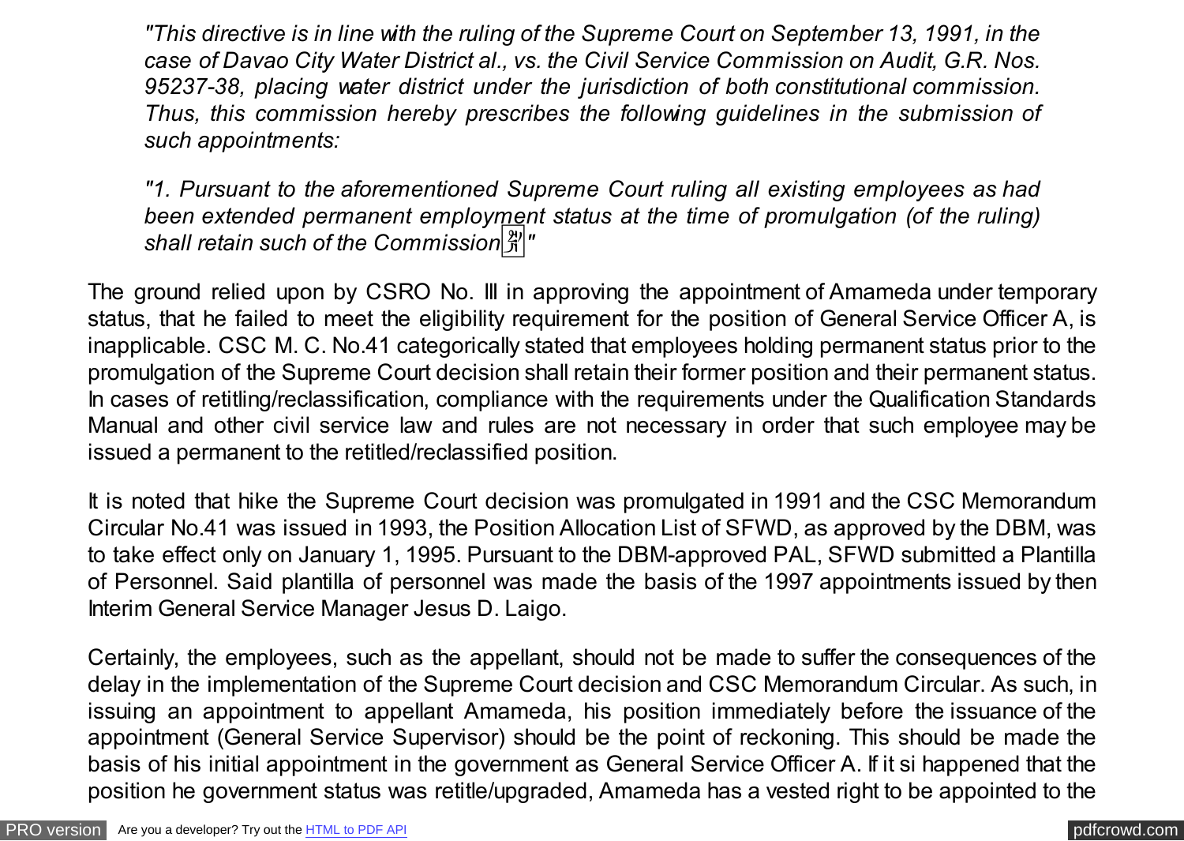*"This directive is in line with the ruling of the Supreme Court on September 13, 1991, in the case of Davao City Water District al., vs. the Civil Service Commission on Audit, G.R. Nos. 95237-38, placing water district under the jurisdiction of both constitutional commission. Thus, this commission hereby prescribes the following guidelines in the submission of such appointments:*

*"1. Pursuant to the aforementioned Supreme Court ruling all existing employees as had been extended permanent employment status at the time of promulgation (of the ruling) shall retain such of the Commission"*

The ground relied upon by CSRO No. III in approving the appointment of Amameda under temporary status, that he failed to meet the eligibility requirement for the position of General Service Officer A, is inapplicable. CSC M. C. No.41 categorically stated that employees holding permanent status prior to the promulgation of the Supreme Court decision shall retain their former position and their permanent status. In cases of retitling/reclassification, compliance with the requirements under the Qualification Standards Manual and other civil service law and rules are not necessary in order that such employee may be issued a permanent to the retitled/reclassified position.

It is noted that hike the Supreme Court decision was promulgated in 1991 and the CSC Memorandum Circular No.41 was issued in 1993, the Position Allocation List of SFWD, as approved by the DBM, was to take effect only on January 1, 1995. Pursuant to the DBM-approved PAL, SFWD submitted a Plantilla of Personnel. Said plantilla of personnel was made the basis of the 1997 appointments issued by then Interim General Service Manager Jesus D. Laigo.

Certainly, the employees, such as the appellant, should not be made to suffer the consequences of the delay in the implementation of the Supreme Court decision and CSC Memorandum Circular. As such, in issuing an appointment to appellant Amameda, his position immediately before the issuance of the appointment (General Service Supervisor) should be the point of reckoning. This should be made the basis of his initial appointment in the government as General Service Officer A. If it si happened that the position he government status was retitle/upgraded, Amameda has a vested right to be appointed to the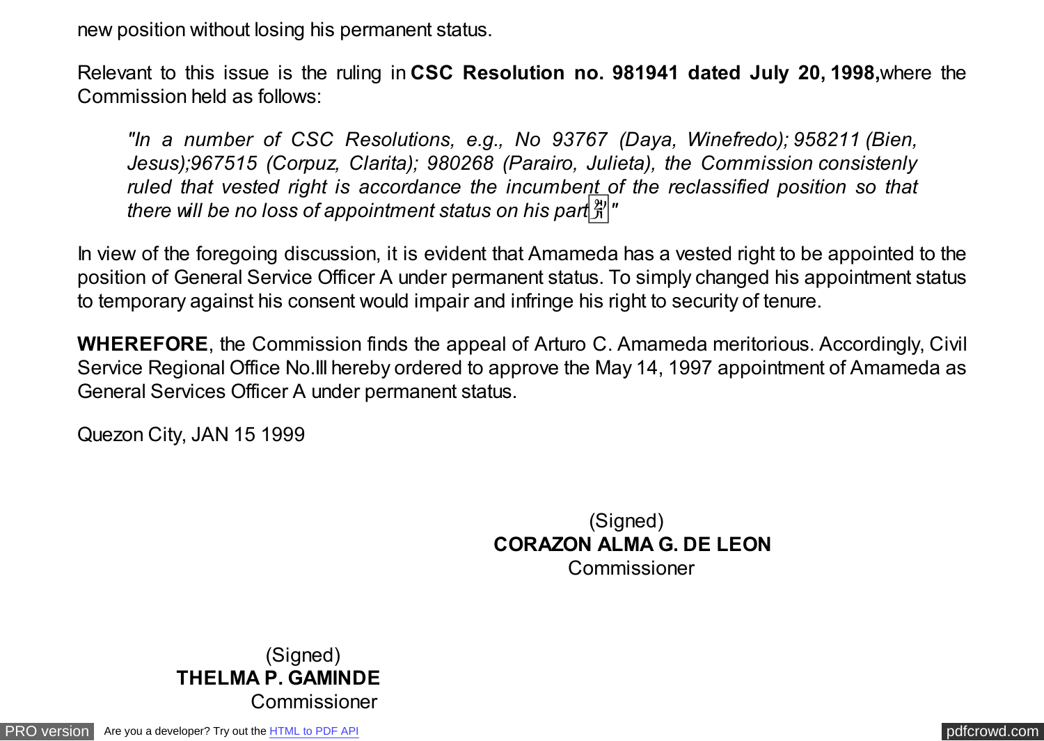new position without losing his permanent status.

Relevant to this issue is the ruling in **CSC Resolution no. 981941 dated July 20, 1998,** where the Commission held as follows:

> *"In a number of CSC Resolutions, e.g., No 93767 (Daya, Winefredo); 958211 (Bien, Jesus);967515 (Corpuz, Clarita); 980268 (Parairo, Julieta), the Commission consistenly ruled that vested right is accordance the incumbent of the reclassified position so that there will be no loss of appointment status on his part."*

In view of the foregoing discussion, it is evident that Amameda has a vested right to be appointed to the position of General Service Officer A under permanent status. To simply changed his appointment status to temporary against his consent would impair and infringe his right to security of tenure.

**WHEREFORE**, the Commission finds the appeal of Arturo C. Amameda meritorious. Accordingly, Civil Service Regional Office No.III hereby ordered to approve the May 14, 1997 appointment of Amameda as General Services Officer A under permanent status.

Quezon City, JAN 15 1999

(Signed)
**CORAZON ALMA G. DE LEON**
Commissioner

(Signed)
**THELMA P. GAMINDE**
Commissioner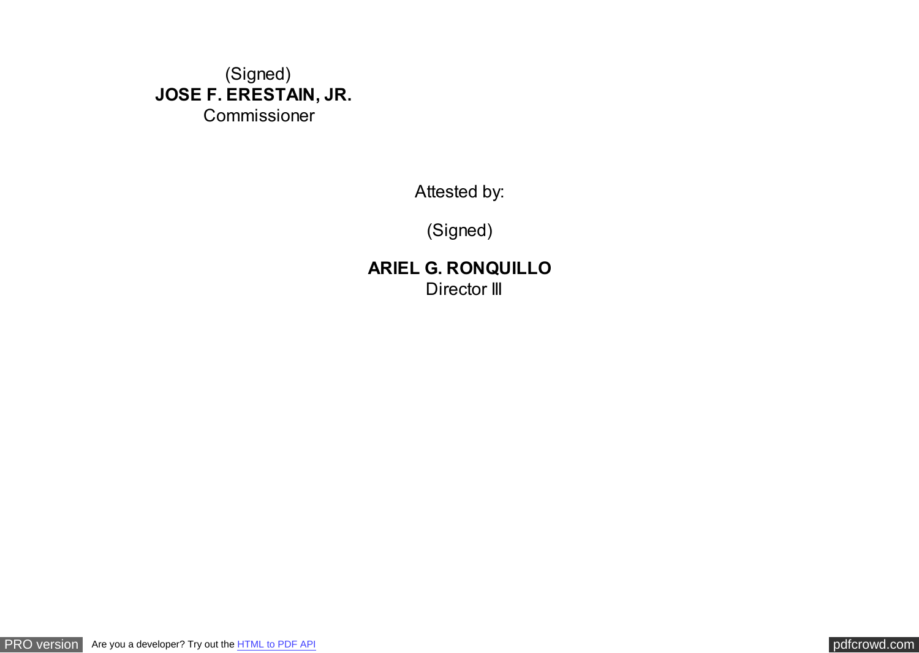(Signed)
**JOSE F. ERESTAIN, JR.**
Commissioner

Attested by:

(Signed)

**ARIEL G. RONQUILLO**
Director III